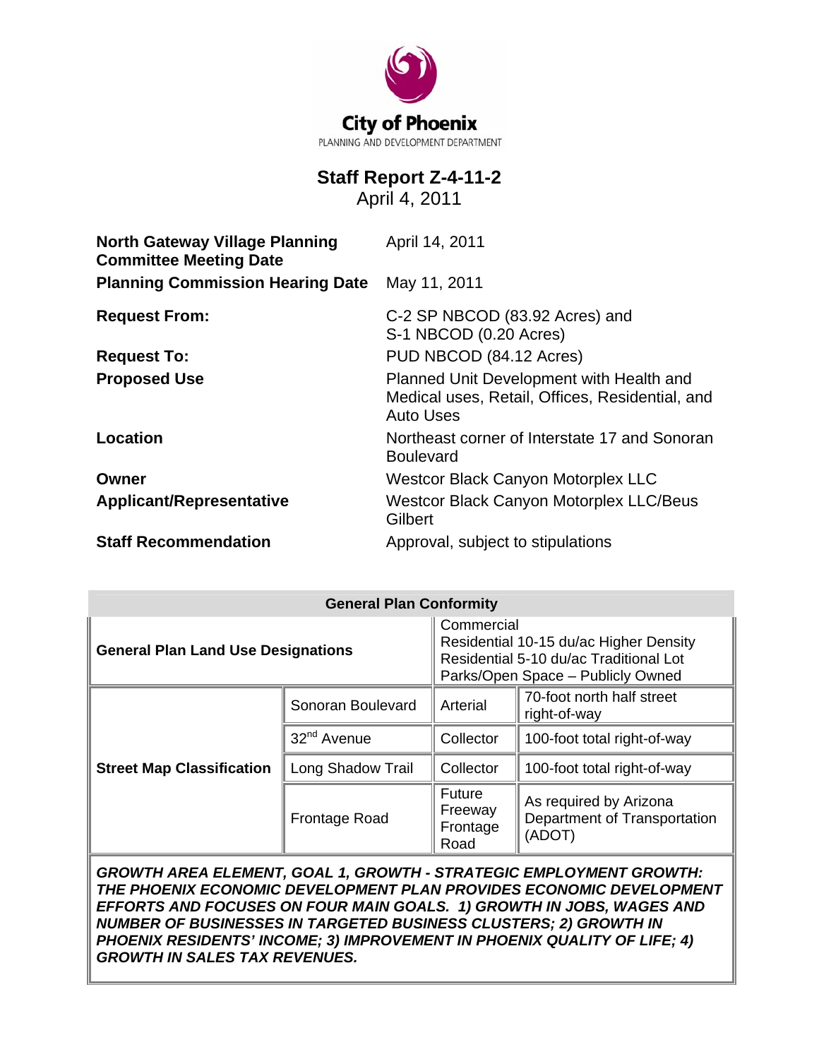City of Phoenix
PLANNING AND DEVELOPMENT DEPARTMENT

# Staff Report Z-4-11-2

April 4, 2011

| | |
|---|---|
| **North Gateway Village Planning Committee Meeting Date** | April 14, 2011 |
| **Planning Commission Hearing Date** | May 11, 2011 |
| **Request From:** | C-2 SP NBCOD (83.92 Acres) and S-1 NBCOD (0.20 Acres) |
| **Request To:** | PUD NBCOD (84.12 Acres) |
| **Proposed Use** | Planned Unit Development with Health and Medical uses, Retail, Offices, Residential, and Auto Uses |
| **Location** | Northeast corner of Interstate 17 and Sonoran Boulevard |
| **Owner** | Westcor Black Canyon Motorplex LLC |
| **Applicant/Representative** | Westcor Black Canyon Motorplex LLC/Beus Gilbert |
| **Staff Recommendation** | Approval, subject to stipulations |

| General Plan Conformity | | | |
|---|---|---|---|
| **General Plan Land Use Designations** | | Commercial<br>Residential 10-15 du/ac Higher Density<br>Residential 5-10 du/ac Traditional Lot<br>Parks/Open Space – Publicly Owned | |
| **Street Map Classification** | Sonoran Boulevard | Arterial | 70-foot north half street right-of-way |
| | 32nd Avenue | Collector | 100-foot total right-of-way |
| | Long Shadow Trail | Collector | 100-foot total right-of-way |
| | Frontage Road | Future Freeway Frontage Road | As required by Arizona Department of Transportation (ADOT) |

***GROWTH AREA ELEMENT, GOAL 1, GROWTH - STRATEGIC EMPLOYMENT GROWTH: THE PHOENIX ECONOMIC DEVELOPMENT PLAN PROVIDES ECONOMIC DEVELOPMENT EFFORTS AND FOCUSES ON FOUR MAIN GOALS. 1) GROWTH IN JOBS, WAGES AND NUMBER OF BUSINESSES IN TARGETED BUSINESS CLUSTERS; 2) GROWTH IN PHOENIX RESIDENTS' INCOME; 3) IMPROVEMENT IN PHOENIX QUALITY OF LIFE; 4) GROWTH IN SALES TAX REVENUES.***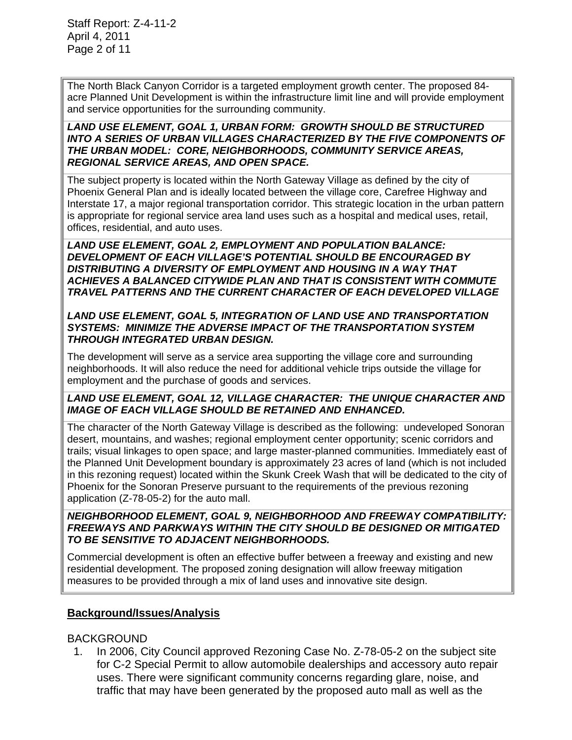The North Black Canyon Corridor is a targeted employment growth center. The proposed 84-acre Planned Unit Development is within the infrastructure limit line and will provide employment and service opportunities for the surrounding community.

***LAND USE ELEMENT, GOAL 1, URBAN FORM: GROWTH SHOULD BE STRUCTURED INTO A SERIES OF URBAN VILLAGES CHARACTERIZED BY THE FIVE COMPONENTS OF THE URBAN MODEL: CORE, NEIGHBORHOODS, COMMUNITY SERVICE AREAS, REGIONAL SERVICE AREAS, AND OPEN SPACE.***

The subject property is located within the North Gateway Village as defined by the city of Phoenix General Plan and is ideally located between the village core, Carefree Highway and Interstate 17, a major regional transportation corridor. This strategic location in the urban pattern is appropriate for regional service area land uses such as a hospital and medical uses, retail, offices, residential, and auto uses.

***LAND USE ELEMENT, GOAL 2, EMPLOYMENT AND POPULATION BALANCE: DEVELOPMENT OF EACH VILLAGE'S POTENTIAL SHOULD BE ENCOURAGED BY DISTRIBUTING A DIVERSITY OF EMPLOYMENT AND HOUSING IN A WAY THAT ACHIEVES A BALANCED CITYWIDE PLAN AND THAT IS CONSISTENT WITH COMMUTE TRAVEL PATTERNS AND THE CURRENT CHARACTER OF EACH DEVELOPED VILLAGE***

***LAND USE ELEMENT, GOAL 5, INTEGRATION OF LAND USE AND TRANSPORTATION SYSTEMS: MINIMIZE THE ADVERSE IMPACT OF THE TRANSPORTATION SYSTEM THROUGH INTEGRATED URBAN DESIGN.***

The development will serve as a service area supporting the village core and surrounding neighborhoods. It will also reduce the need for additional vehicle trips outside the village for employment and the purchase of goods and services.

***LAND USE ELEMENT, GOAL 12, VILLAGE CHARACTER: THE UNIQUE CHARACTER AND IMAGE OF EACH VILLAGE SHOULD BE RETAINED AND ENHANCED.***

The character of the North Gateway Village is described as the following: undeveloped Sonoran desert, mountains, and washes; regional employment center opportunity; scenic corridors and trails; visual linkages to open space; and large master-planned communities. Immediately east of the Planned Unit Development boundary is approximately 23 acres of land (which is not included in this rezoning request) located within the Skunk Creek Wash that will be dedicated to the city of Phoenix for the Sonoran Preserve pursuant to the requirements of the previous rezoning application (Z-78-05-2) for the auto mall.

***NEIGHBORHOOD ELEMENT, GOAL 9, NEIGHBORHOOD AND FREEWAY COMPATIBILITY: FREEWAYS AND PARKWAYS WITHIN THE CITY SHOULD BE DESIGNED OR MITIGATED TO BE SENSITIVE TO ADJACENT NEIGHBORHOODS.***

Commercial development is often an effective buffer between a freeway and existing and new residential development. The proposed zoning designation will allow freeway mitigation measures to be provided through a mix of land uses and innovative site design.

## **Background/Issues/Analysis**

BACKGROUND

1. In 2006, City Council approved Rezoning Case No. Z-78-05-2 on the subject site for C-2 Special Permit to allow automobile dealerships and accessory auto repair uses. There were significant community concerns regarding glare, noise, and traffic that may have been generated by the proposed auto mall as well as the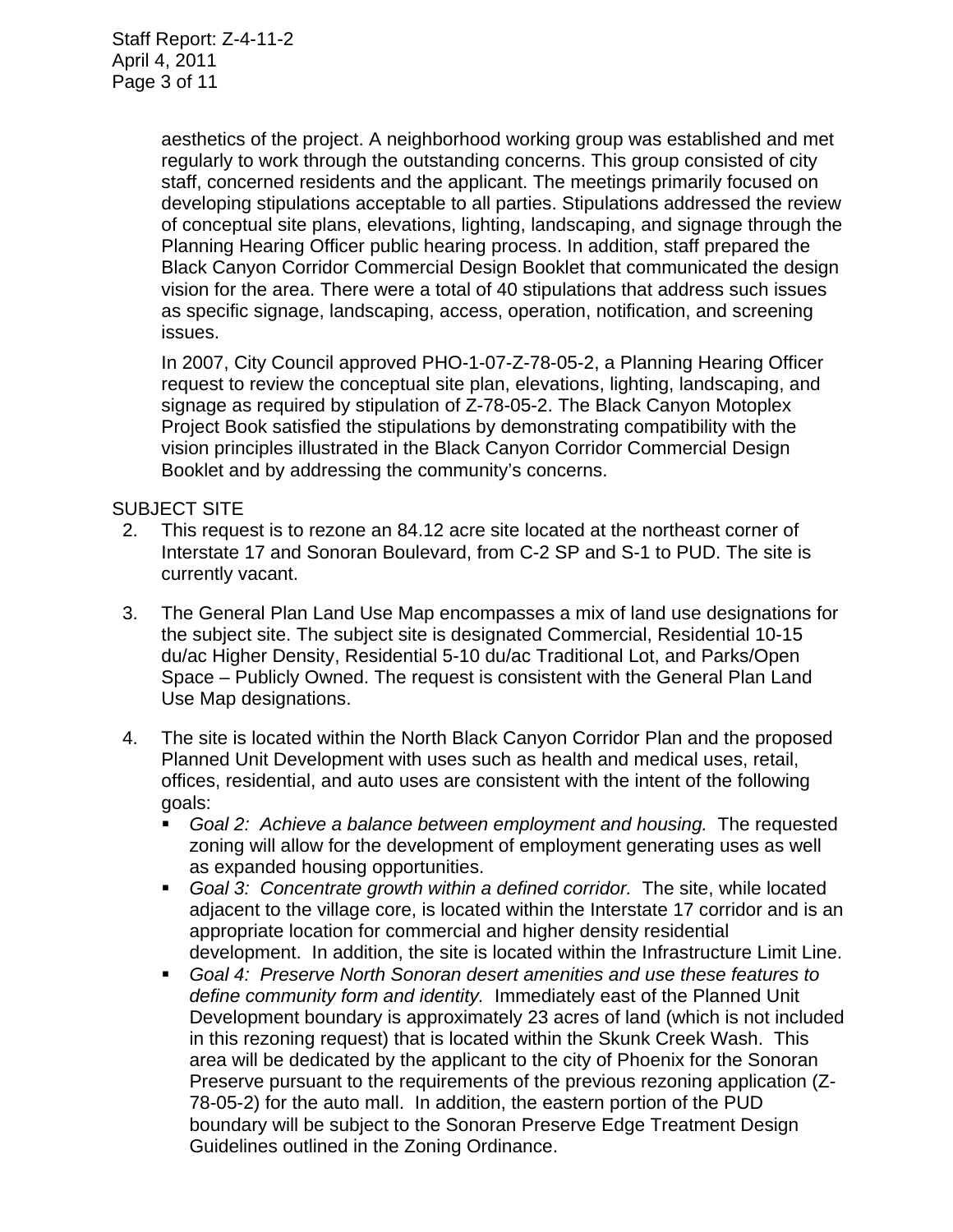aesthetics of the project. A neighborhood working group was established and met regularly to work through the outstanding concerns. This group consisted of city staff, concerned residents and the applicant. The meetings primarily focused on developing stipulations acceptable to all parties. Stipulations addressed the review of conceptual site plans, elevations, lighting, landscaping, and signage through the Planning Hearing Officer public hearing process. In addition, staff prepared the Black Canyon Corridor Commercial Design Booklet that communicated the design vision for the area. There were a total of 40 stipulations that address such issues as specific signage, landscaping, access, operation, notification, and screening issues.

In 2007, City Council approved PHO-1-07-Z-78-05-2, a Planning Hearing Officer request to review the conceptual site plan, elevations, lighting, landscaping, and signage as required by stipulation of Z-78-05-2. The Black Canyon Motoplex Project Book satisfied the stipulations by demonstrating compatibility with the vision principles illustrated in the Black Canyon Corridor Commercial Design Booklet and by addressing the community's concerns.

SUBJECT SITE

2. This request is to rezone an 84.12 acre site located at the northeast corner of Interstate 17 and Sonoran Boulevard, from C-2 SP and S-1 to PUD. The site is currently vacant.

3. The General Plan Land Use Map encompasses a mix of land use designations for the subject site. The subject site is designated Commercial, Residential 10-15 du/ac Higher Density, Residential 5-10 du/ac Traditional Lot, and Parks/Open Space – Publicly Owned. The request is consistent with the General Plan Land Use Map designations.

4. The site is located within the North Black Canyon Corridor Plan and the proposed Planned Unit Development with uses such as health and medical uses, retail, offices, residential, and auto uses are consistent with the intent of the following goals:
   - *Goal 2: Achieve a balance between employment and housing.* The requested zoning will allow for the development of employment generating uses as well as expanded housing opportunities.
   - *Goal 3: Concentrate growth within a defined corridor.* The site, while located adjacent to the village core, is located within the Interstate 17 corridor and is an appropriate location for commercial and higher density residential development. In addition, the site is located within the Infrastructure Limit Line.
   - *Goal 4: Preserve North Sonoran desert amenities and use these features to define community form and identity.* Immediately east of the Planned Unit Development boundary is approximately 23 acres of land (which is not included in this rezoning request) that is located within the Skunk Creek Wash. This area will be dedicated by the applicant to the city of Phoenix for the Sonoran Preserve pursuant to the requirements of the previous rezoning application (Z-78-05-2) for the auto mall. In addition, the eastern portion of the PUD boundary will be subject to the Sonoran Preserve Edge Treatment Design Guidelines outlined in the Zoning Ordinance.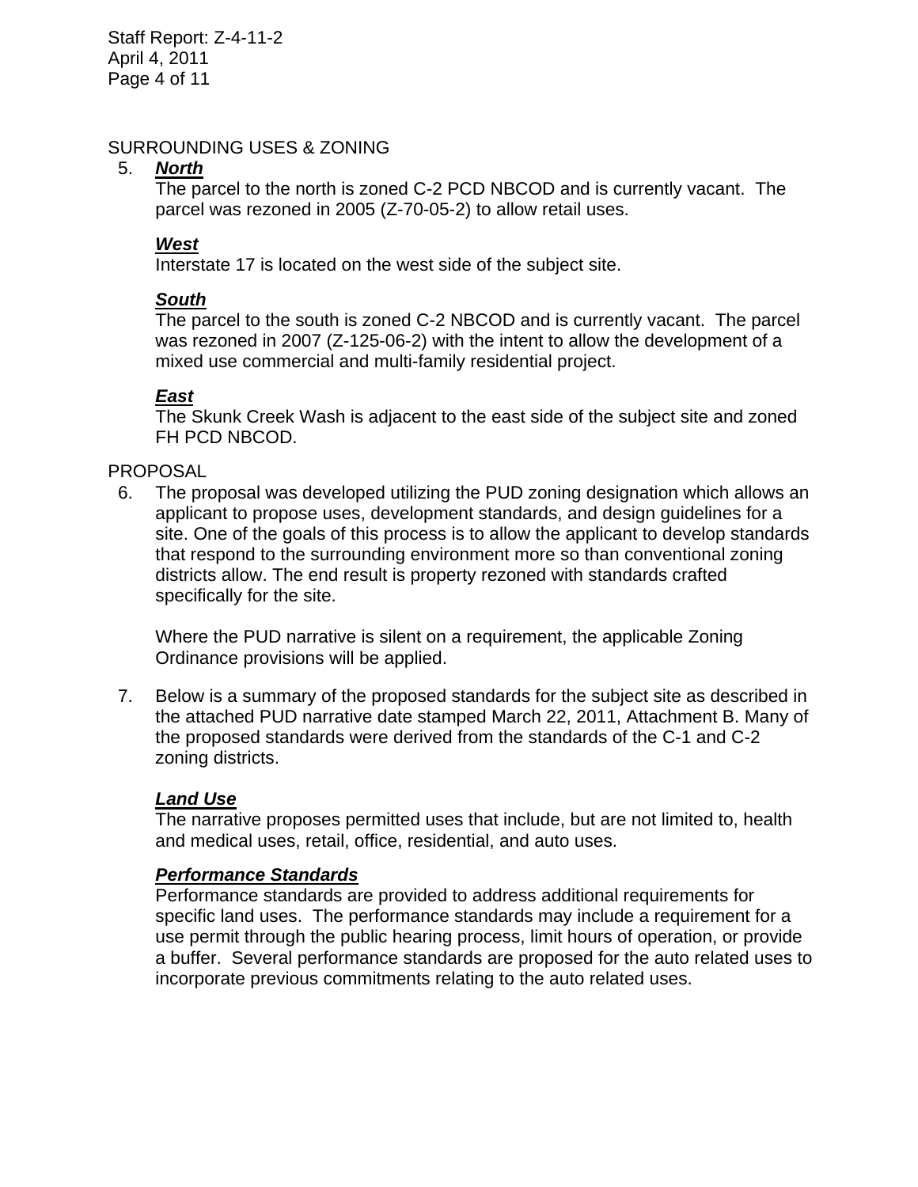SURROUNDING USES & ZONING

5. ***North***

   The parcel to the north is zoned C-2 PCD NBCOD and is currently vacant. The parcel was rezoned in 2005 (Z-70-05-2) to allow retail uses.

   ***West***

   Interstate 17 is located on the west side of the subject site.

   ***South***

   The parcel to the south is zoned C-2 NBCOD and is currently vacant. The parcel was rezoned in 2007 (Z-125-06-2) with the intent to allow the development of a mixed use commercial and multi-family residential project.

   ***East***

   The Skunk Creek Wash is adjacent to the east side of the subject site and zoned FH PCD NBCOD.

PROPOSAL

6. The proposal was developed utilizing the PUD zoning designation which allows an applicant to propose uses, development standards, and design guidelines for a site. One of the goals of this process is to allow the applicant to develop standards that respond to the surrounding environment more so than conventional zoning districts allow. The end result is property rezoned with standards crafted specifically for the site.

   Where the PUD narrative is silent on a requirement, the applicable Zoning Ordinance provisions will be applied.

7. Below is a summary of the proposed standards for the subject site as described in the attached PUD narrative date stamped March 22, 2011, Attachment B. Many of the proposed standards were derived from the standards of the C-1 and C-2 zoning districts.

   ***Land Use***

   The narrative proposes permitted uses that include, but are not limited to, health and medical uses, retail, office, residential, and auto uses.

   ***Performance Standards***

   Performance standards are provided to address additional requirements for specific land uses. The performance standards may include a requirement for a use permit through the public hearing process, limit hours of operation, or provide a buffer. Several performance standards are proposed for the auto related uses to incorporate previous commitments relating to the auto related uses.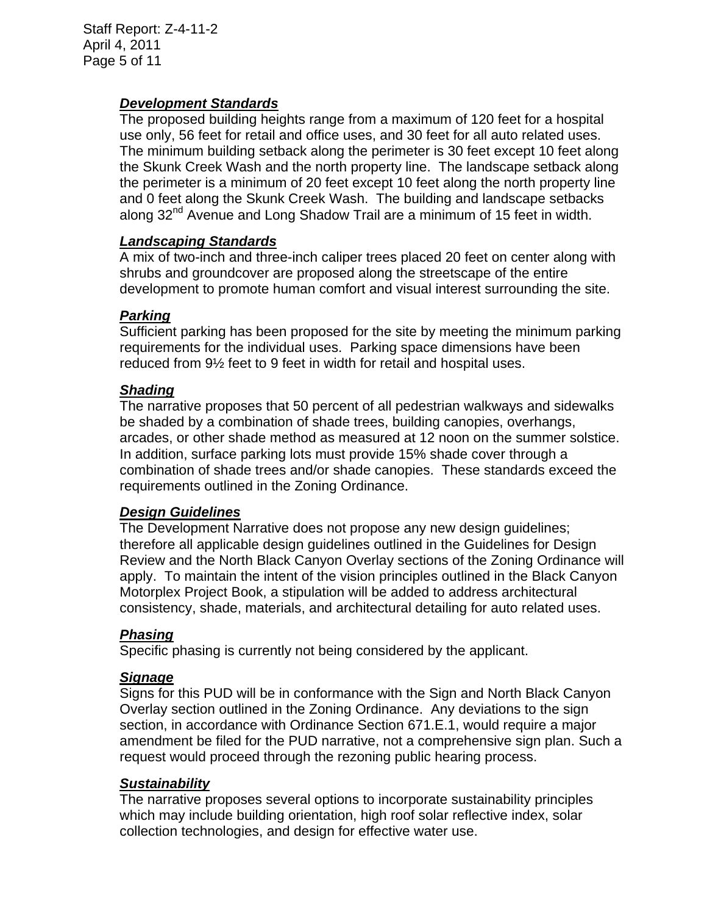### ***Development Standards***

The proposed building heights range from a maximum of 120 feet for a hospital use only, 56 feet for retail and office uses, and 30 feet for all auto related uses. The minimum building setback along the perimeter is 30 feet except 10 feet along the Skunk Creek Wash and the north property line. The landscape setback along the perimeter is a minimum of 20 feet except 10 feet along the north property line and 0 feet along the Skunk Creek Wash. The building and landscape setbacks along 32nd Avenue and Long Shadow Trail are a minimum of 15 feet in width.

### ***Landscaping Standards***

A mix of two-inch and three-inch caliper trees placed 20 feet on center along with shrubs and groundcover are proposed along the streetscape of the entire development to promote human comfort and visual interest surrounding the site.

### ***Parking***

Sufficient parking has been proposed for the site by meeting the minimum parking requirements for the individual uses. Parking space dimensions have been reduced from 9½ feet to 9 feet in width for retail and hospital uses.

### ***Shading***

The narrative proposes that 50 percent of all pedestrian walkways and sidewalks be shaded by a combination of shade trees, building canopies, overhangs, arcades, or other shade method as measured at 12 noon on the summer solstice. In addition, surface parking lots must provide 15% shade cover through a combination of shade trees and/or shade canopies. These standards exceed the requirements outlined in the Zoning Ordinance.

### ***Design Guidelines***

The Development Narrative does not propose any new design guidelines; therefore all applicable design guidelines outlined in the Guidelines for Design Review and the North Black Canyon Overlay sections of the Zoning Ordinance will apply. To maintain the intent of the vision principles outlined in the Black Canyon Motorplex Project Book, a stipulation will be added to address architectural consistency, shade, materials, and architectural detailing for auto related uses.

### ***Phasing***

Specific phasing is currently not being considered by the applicant.

### ***Signage***

Signs for this PUD will be in conformance with the Sign and North Black Canyon Overlay section outlined in the Zoning Ordinance. Any deviations to the sign section, in accordance with Ordinance Section 671.E.1, would require a major amendment be filed for the PUD narrative, not a comprehensive sign plan. Such a request would proceed through the rezoning public hearing process.

### ***Sustainability***

The narrative proposes several options to incorporate sustainability principles which may include building orientation, high roof solar reflective index, solar collection technologies, and design for effective water use.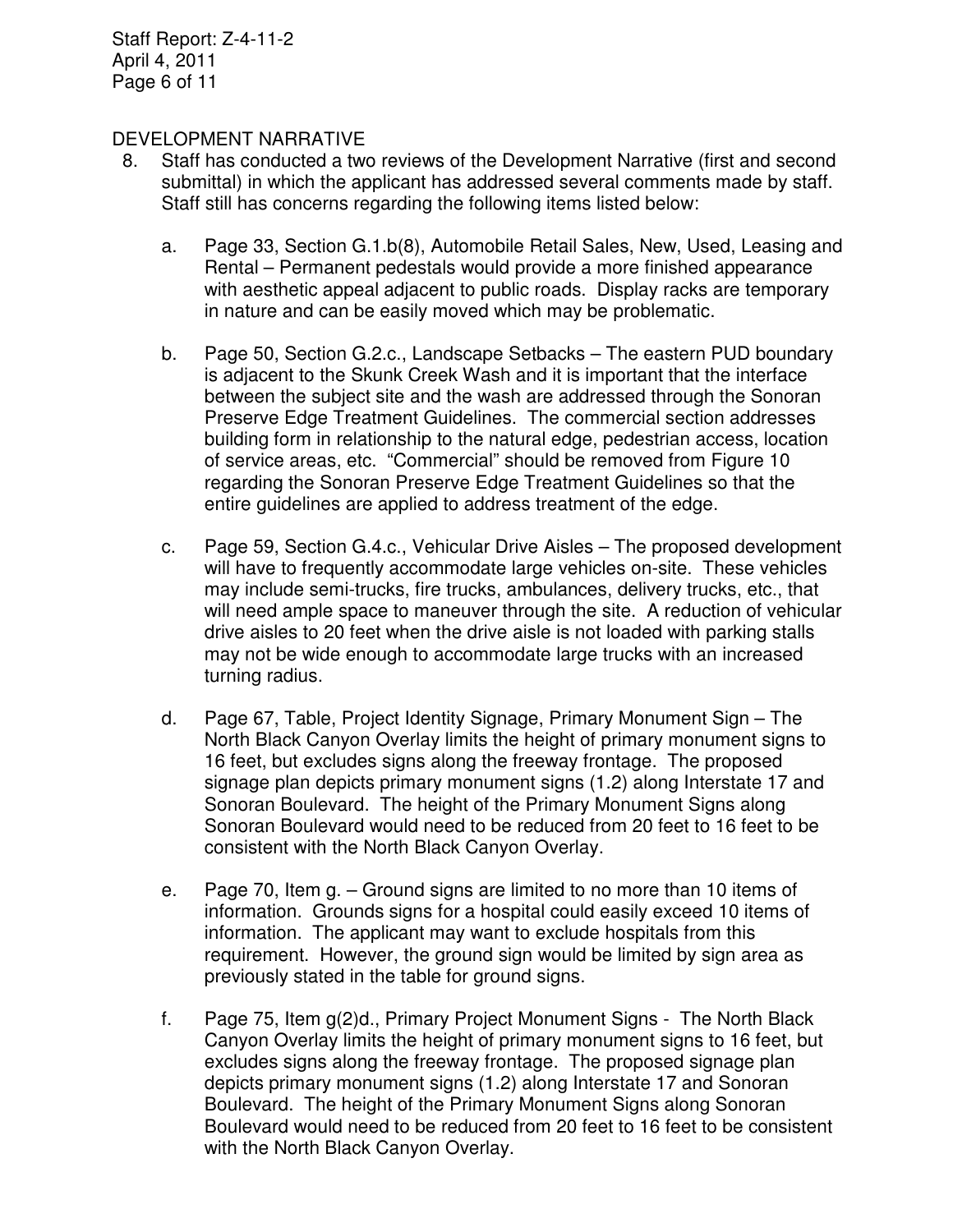## DEVELOPMENT NARRATIVE

8. Staff has conducted a two reviews of the Development Narrative (first and second submittal) in which the applicant has addressed several comments made by staff. Staff still has concerns regarding the following items listed below:

   a. Page 33, Section G.1.b(8), Automobile Retail Sales, New, Used, Leasing and Rental – Permanent pedestals would provide a more finished appearance with aesthetic appeal adjacent to public roads. Display racks are temporary in nature and can be easily moved which may be problematic.

   b. Page 50, Section G.2.c., Landscape Setbacks – The eastern PUD boundary is adjacent to the Skunk Creek Wash and it is important that the interface between the subject site and the wash are addressed through the Sonoran Preserve Edge Treatment Guidelines. The commercial section addresses building form in relationship to the natural edge, pedestrian access, location of service areas, etc. "Commercial" should be removed from Figure 10 regarding the Sonoran Preserve Edge Treatment Guidelines so that the entire guidelines are applied to address treatment of the edge.

   c. Page 59, Section G.4.c., Vehicular Drive Aisles – The proposed development will have to frequently accommodate large vehicles on-site. These vehicles may include semi-trucks, fire trucks, ambulances, delivery trucks, etc., that will need ample space to maneuver through the site. A reduction of vehicular drive aisles to 20 feet when the drive aisle is not loaded with parking stalls may not be wide enough to accommodate large trucks with an increased turning radius.

   d. Page 67, Table, Project Identity Signage, Primary Monument Sign – The North Black Canyon Overlay limits the height of primary monument signs to 16 feet, but excludes signs along the freeway frontage. The proposed signage plan depicts primary monument signs (1.2) along Interstate 17 and Sonoran Boulevard. The height of the Primary Monument Signs along Sonoran Boulevard would need to be reduced from 20 feet to 16 feet to be consistent with the North Black Canyon Overlay.

   e. Page 70, Item g. – Ground signs are limited to no more than 10 items of information. Grounds signs for a hospital could easily exceed 10 items of information. The applicant may want to exclude hospitals from this requirement. However, the ground sign would be limited by sign area as previously stated in the table for ground signs.

   f. Page 75, Item g(2)d., Primary Project Monument Signs - The North Black Canyon Overlay limits the height of primary monument signs to 16 feet, but excludes signs along the freeway frontage. The proposed signage plan depicts primary monument signs (1.2) along Interstate 17 and Sonoran Boulevard. The height of the Primary Monument Signs along Sonoran Boulevard would need to be reduced from 20 feet to 16 feet to be consistent with the North Black Canyon Overlay.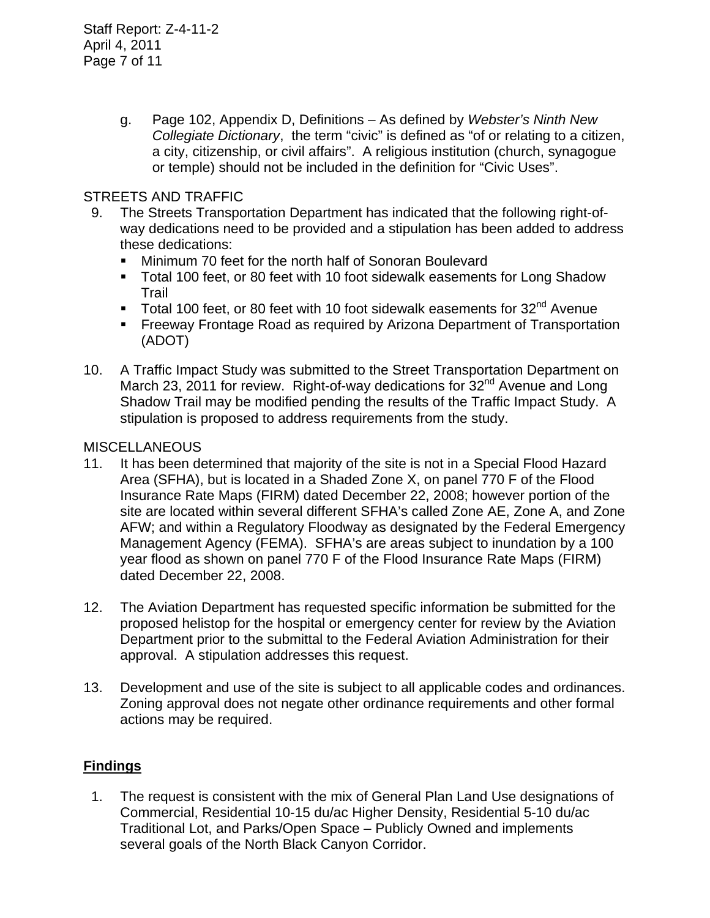g. Page 102, Appendix D, Definitions – As defined by *Webster's Ninth New Collegiate Dictionary*, the term "civic" is defined as "of or relating to a citizen, a city, citizenship, or civil affairs". A religious institution (church, synagogue or temple) should not be included in the definition for "Civic Uses".

STREETS AND TRAFFIC

9. The Streets Transportation Department has indicated that the following right-of-way dedications need to be provided and a stipulation has been added to address these dedications:
   - Minimum 70 feet for the north half of Sonoran Boulevard
   - Total 100 feet, or 80 feet with 10 foot sidewalk easements for Long Shadow Trail
   - Total 100 feet, or 80 feet with 10 foot sidewalk easements for 32nd Avenue
   - Freeway Frontage Road as required by Arizona Department of Transportation (ADOT)

10. A Traffic Impact Study was submitted to the Street Transportation Department on March 23, 2011 for review. Right-of-way dedications for 32nd Avenue and Long Shadow Trail may be modified pending the results of the Traffic Impact Study. A stipulation is proposed to address requirements from the study.

MISCELLANEOUS

11. It has been determined that majority of the site is not in a Special Flood Hazard Area (SFHA), but is located in a Shaded Zone X, on panel 770 F of the Flood Insurance Rate Maps (FIRM) dated December 22, 2008; however portion of the site are located within several different SFHA's called Zone AE, Zone A, and Zone AFW; and within a Regulatory Floodway as designated by the Federal Emergency Management Agency (FEMA). SFHA's are areas subject to inundation by a 100 year flood as shown on panel 770 F of the Flood Insurance Rate Maps (FIRM) dated December 22, 2008.

12. The Aviation Department has requested specific information be submitted for the proposed helistop for the hospital or emergency center for review by the Aviation Department prior to the submittal to the Federal Aviation Administration for their approval. A stipulation addresses this request.

13. Development and use of the site is subject to all applicable codes and ordinances. Zoning approval does not negate other ordinance requirements and other formal actions may be required.

## Findings

1. The request is consistent with the mix of General Plan Land Use designations of Commercial, Residential 10-15 du/ac Higher Density, Residential 5-10 du/ac Traditional Lot, and Parks/Open Space – Publicly Owned and implements several goals of the North Black Canyon Corridor.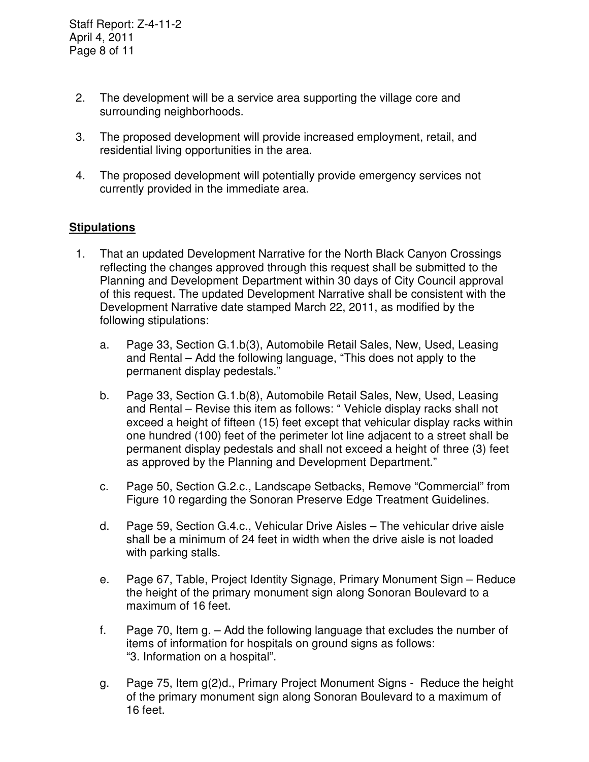2. The development will be a service area supporting the village core and surrounding neighborhoods.

3. The proposed development will provide increased employment, retail, and residential living opportunities in the area.

4. The proposed development will potentially provide emergency services not currently provided in the immediate area.

## Stipulations

1. That an updated Development Narrative for the North Black Canyon Crossings reflecting the changes approved through this request shall be submitted to the Planning and Development Department within 30 days of City Council approval of this request. The updated Development Narrative shall be consistent with the Development Narrative date stamped March 22, 2011, as modified by the following stipulations:

   a. Page 33, Section G.1.b(3), Automobile Retail Sales, New, Used, Leasing and Rental – Add the following language, "This does not apply to the permanent display pedestals."

   b. Page 33, Section G.1.b(8), Automobile Retail Sales, New, Used, Leasing and Rental – Revise this item as follows: " Vehicle display racks shall not exceed a height of fifteen (15) feet except that vehicular display racks within one hundred (100) feet of the perimeter lot line adjacent to a street shall be permanent display pedestals and shall not exceed a height of three (3) feet as approved by the Planning and Development Department."

   c. Page 50, Section G.2.c., Landscape Setbacks, Remove "Commercial" from Figure 10 regarding the Sonoran Preserve Edge Treatment Guidelines.

   d. Page 59, Section G.4.c., Vehicular Drive Aisles – The vehicular drive aisle shall be a minimum of 24 feet in width when the drive aisle is not loaded with parking stalls.

   e. Page 67, Table, Project Identity Signage, Primary Monument Sign – Reduce the height of the primary monument sign along Sonoran Boulevard to a maximum of 16 feet.

   f. Page 70, Item g. – Add the following language that excludes the number of items of information for hospitals on ground signs as follows: "3. Information on a hospital".

   g. Page 75, Item g(2)d., Primary Project Monument Signs - Reduce the height of the primary monument sign along Sonoran Boulevard to a maximum of 16 feet.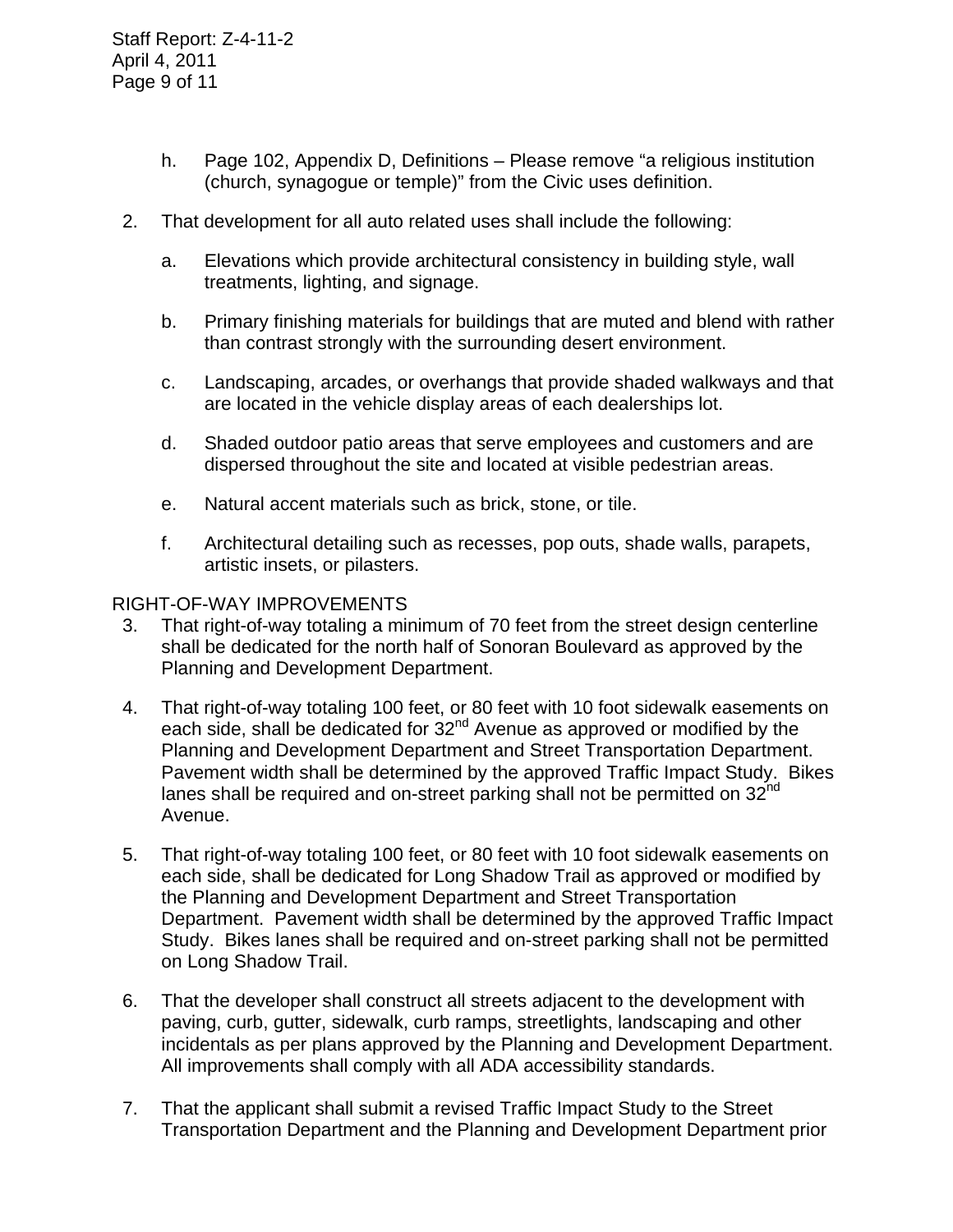h. Page 102, Appendix D, Definitions – Please remove “a religious institution (church, synagogue or temple)” from the Civic uses definition.

2. That development for all auto related uses shall include the following:

   a. Elevations which provide architectural consistency in building style, wall treatments, lighting, and signage.

   b. Primary finishing materials for buildings that are muted and blend with rather than contrast strongly with the surrounding desert environment.

   c. Landscaping, arcades, or overhangs that provide shaded walkways and that are located in the vehicle display areas of each dealerships lot.

   d. Shaded outdoor patio areas that serve employees and customers and are dispersed throughout the site and located at visible pedestrian areas.

   e. Natural accent materials such as brick, stone, or tile.

   f. Architectural detailing such as recesses, pop outs, shade walls, parapets, artistic insets, or pilasters.

RIGHT-OF-WAY IMPROVEMENTS

3. That right-of-way totaling a minimum of 70 feet from the street design centerline shall be dedicated for the north half of Sonoran Boulevard as approved by the Planning and Development Department.

4. That right-of-way totaling 100 feet, or 80 feet with 10 foot sidewalk easements on each side, shall be dedicated for 32nd Avenue as approved or modified by the Planning and Development Department and Street Transportation Department. Pavement width shall be determined by the approved Traffic Impact Study. Bikes lanes shall be required and on-street parking shall not be permitted on 32nd Avenue.

5. That right-of-way totaling 100 feet, or 80 feet with 10 foot sidewalk easements on each side, shall be dedicated for Long Shadow Trail as approved or modified by the Planning and Development Department and Street Transportation Department. Pavement width shall be determined by the approved Traffic Impact Study. Bikes lanes shall be required and on-street parking shall not be permitted on Long Shadow Trail.

6. That the developer shall construct all streets adjacent to the development with paving, curb, gutter, sidewalk, curb ramps, streetlights, landscaping and other incidentals as per plans approved by the Planning and Development Department. All improvements shall comply with all ADA accessibility standards.

7. That the applicant shall submit a revised Traffic Impact Study to the Street Transportation Department and the Planning and Development Department prior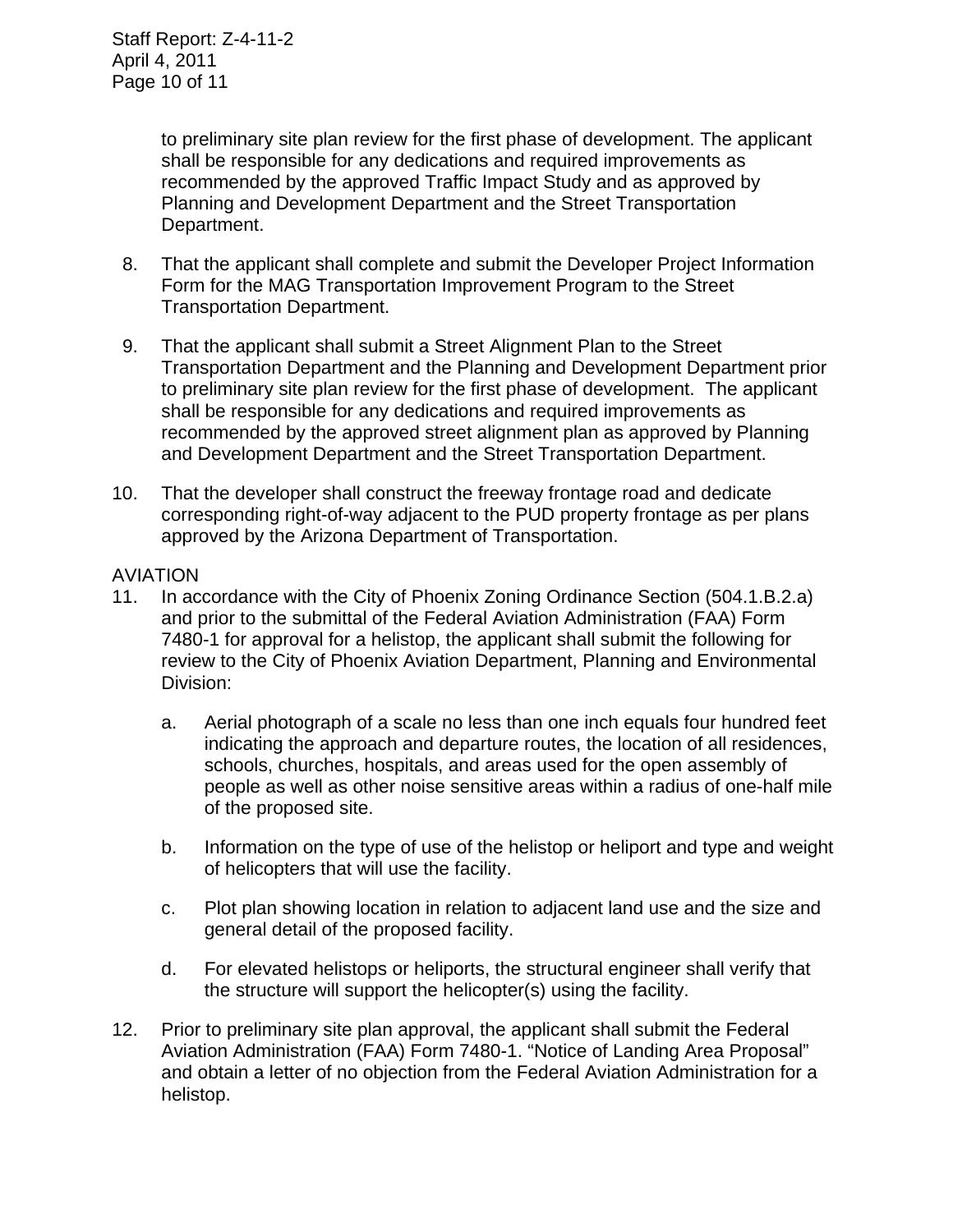to preliminary site plan review for the first phase of development. The applicant shall be responsible for any dedications and required improvements as recommended by the approved Traffic Impact Study and as approved by Planning and Development Department and the Street Transportation Department.

8. That the applicant shall complete and submit the Developer Project Information Form for the MAG Transportation Improvement Program to the Street Transportation Department.

9. That the applicant shall submit a Street Alignment Plan to the Street Transportation Department and the Planning and Development Department prior to preliminary site plan review for the first phase of development. The applicant shall be responsible for any dedications and required improvements as recommended by the approved street alignment plan as approved by Planning and Development Department and the Street Transportation Department.

10. That the developer shall construct the freeway frontage road and dedicate corresponding right-of-way adjacent to the PUD property frontage as per plans approved by the Arizona Department of Transportation.

AVIATION

11. In accordance with the City of Phoenix Zoning Ordinance Section (504.1.B.2.a) and prior to the submittal of the Federal Aviation Administration (FAA) Form 7480-1 for approval for a helistop, the applicant shall submit the following for review to the City of Phoenix Aviation Department, Planning and Environmental Division:

    a. Aerial photograph of a scale no less than one inch equals four hundred feet indicating the approach and departure routes, the location of all residences, schools, churches, hospitals, and areas used for the open assembly of people as well as other noise sensitive areas within a radius of one-half mile of the proposed site.

    b. Information on the type of use of the helistop or heliport and type and weight of helicopters that will use the facility.

    c. Plot plan showing location in relation to adjacent land use and the size and general detail of the proposed facility.

    d. For elevated helistops or heliports, the structural engineer shall verify that the structure will support the helicopter(s) using the facility.

12. Prior to preliminary site plan approval, the applicant shall submit the Federal Aviation Administration (FAA) Form 7480-1. "Notice of Landing Area Proposal" and obtain a letter of no objection from the Federal Aviation Administration for a helistop.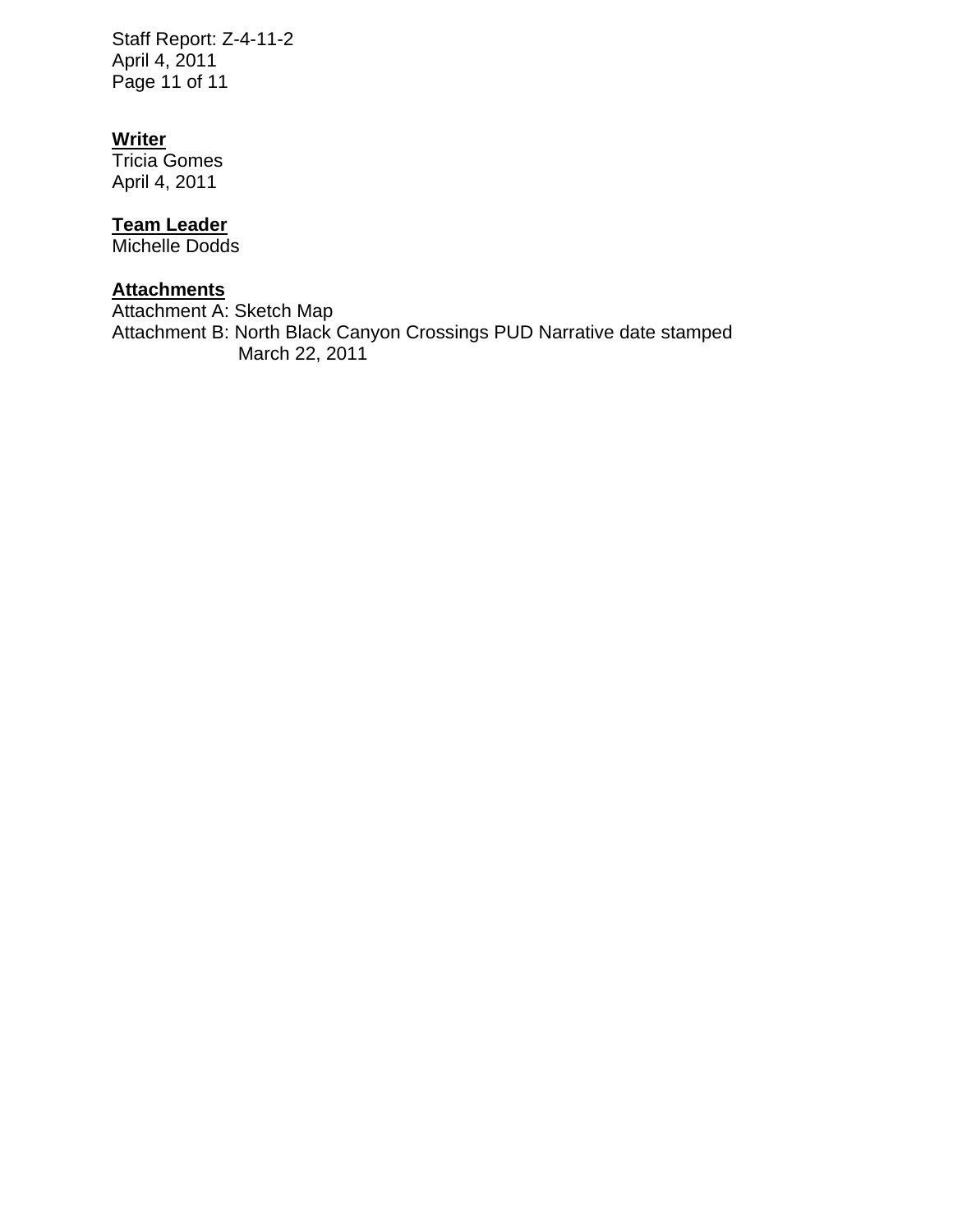**Writer**
Tricia Gomes
April 4, 2011

**Team Leader**
Michelle Dodds

**Attachments**
Attachment A: Sketch Map
Attachment B: North Black Canyon Crossings PUD Narrative date stamped March 22, 2011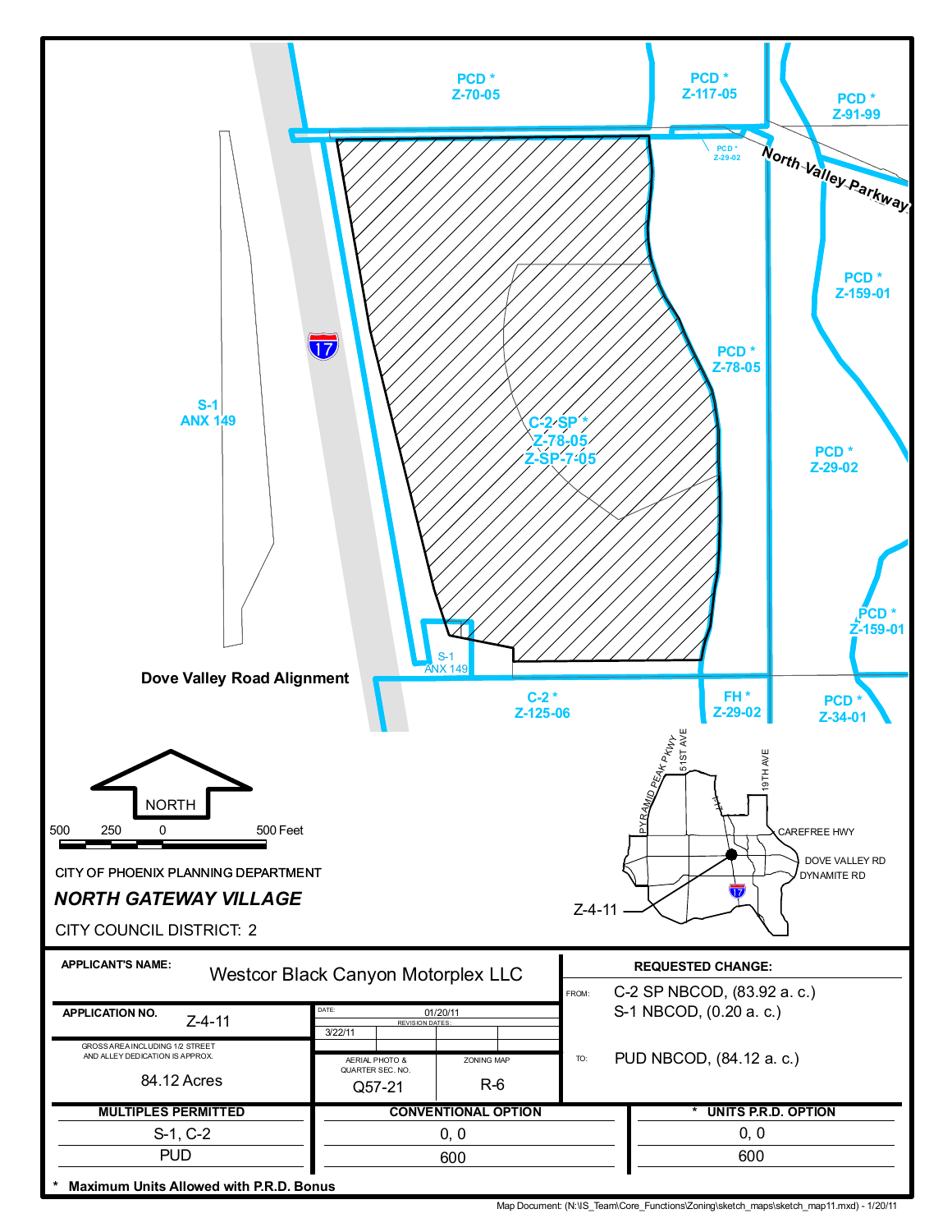PCD *
Z-70-05

PCD *
Z-117-05

PCD *
Z-91-99

PCD *
Z-29-02

North Valley Parkway

PCD *
Z-159-01

PCD *
Z-78-05

S-1
ANX 149

17

C-2 SP *
Z-78-05
Z-SP-7-05

PCD *
Z-29-02

PCD *
Z-159-01

S-1
ANX 149

Dove Valley Road Alignment

C-2 *
Z-125-06

FH *
Z-29-02

PCD *
Z-34-01

NORTH

500 250 0 500 Feet

PYRAMID PEAK PKWY
51ST AVE
19TH AVE
I-17
CAREFREE HWY
DOVE VALLEY RD
DYNAMITE RD
17

Z-4-11

CITY OF PHOENIX PLANNING DEPARTMENT

***NORTH GATEWAY VILLAGE***

CITY COUNCIL DISTRICT: 2

| | | | |
|---|---|---|---|
| **APPLICANT'S NAME:** Westcor Black Canyon Motorplex LLC | | | **REQUESTED CHANGE:** |
| **APPLICATION NO.** Z-4-11 | DATE: 01/20/11<br>REVISION DATES:<br>3/22/11 | | FROM: C-2 SP NBCOD, (83.92 a. c.)<br>S-1 NBCOD, (0.20 a. c.) |
| GROSS AREA INCLUDING 1/2 STREET AND ALLEY DEDICATION IS APPROX.<br>84.12 Acres | AERIAL PHOTO & QUARTER SEC. NO.<br>Q57-21 | ZONING MAP<br>R-6 | TO: PUD NBCOD, (84.12 a. c.) |

| MULTIPLES PERMITTED | CONVENTIONAL OPTION | * UNITS P.R.D. OPTION |
|---|---|---|
| S-1, C-2 | 0, 0 | 0, 0 |
| PUD | 600 | 600 |

\* **Maximum Units Allowed with P.R.D. Bonus**

Map Document: (N:\IS_Team\Core_Functions\Zoning\sketch_maps\sketch_map11.mxd) - 1/20/11